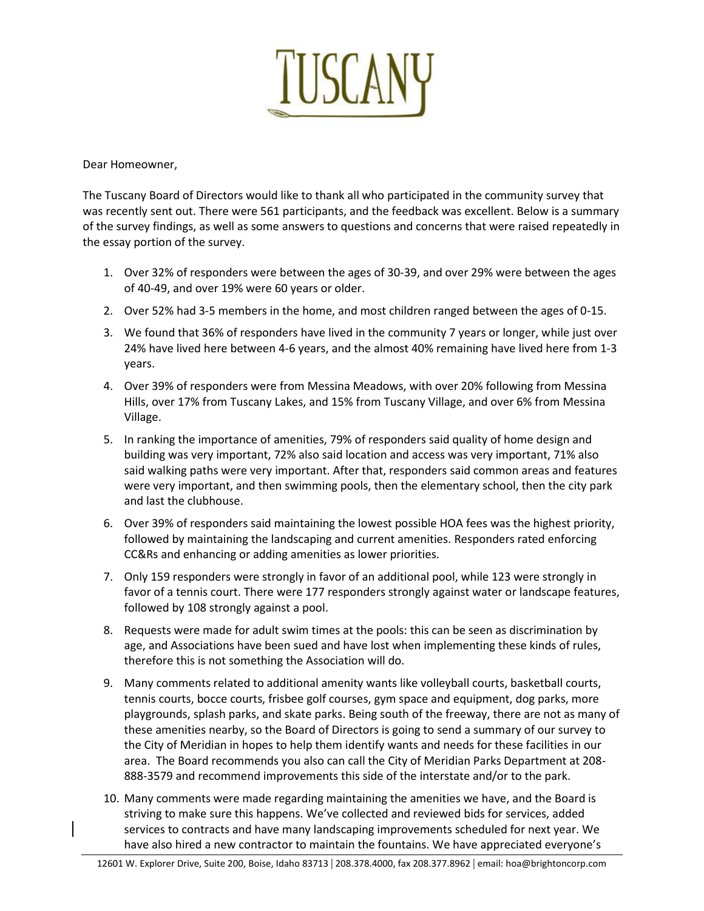# TUSCANY

Dear Homeowner,

The Tuscany Board of Directors would like to thank all who participated in the community survey that was recently sent out. There were 561 participants, and the feedback was excellent. Below is a summary of the survey findings, as well as some answers to questions and concerns that were raised repeatedly in the essay portion of the survey.

1. Over 32% of responders were between the ages of 30-39, and over 29% were between the ages of 40-49, and over 19% were 60 years or older.
2. Over 52% had 3-5 members in the home, and most children ranged between the ages of 0-15.
3. We found that 36% of responders have lived in the community 7 years or longer, while just over 24% have lived here between 4-6 years, and the almost 40% remaining have lived here from 1-3 years.
4. Over 39% of responders were from Messina Meadows, with over 20% following from Messina Hills, over 17% from Tuscany Lakes, and 15% from Tuscany Village, and over 6% from Messina Village.
5. In ranking the importance of amenities, 79% of responders said quality of home design and building was very important, 72% also said location and access was very important, 71% also said walking paths were very important. After that, responders said common areas and features were very important, and then swimming pools, then the elementary school, then the city park and last the clubhouse.
6. Over 39% of responders said maintaining the lowest possible HOA fees was the highest priority, followed by maintaining the landscaping and current amenities. Responders rated enforcing CC&Rs and enhancing or adding amenities as lower priorities.
7. Only 159 responders were strongly in favor of an additional pool, while 123 were strongly in favor of a tennis court. There were 177 responders strongly against water or landscape features, followed by 108 strongly against a pool.
8. Requests were made for adult swim times at the pools: this can be seen as discrimination by age, and Associations have been sued and have lost when implementing these kinds of rules, therefore this is not something the Association will do.
9. Many comments related to additional amenity wants like volleyball courts, basketball courts, tennis courts, bocce courts, frisbee golf courses, gym space and equipment, dog parks, more playgrounds, splash parks, and skate parks. Being south of the freeway, there are not as many of these amenities nearby, so the Board of Directors is going to send a summary of our survey to the City of Meridian in hopes to help them identify wants and needs for these facilities in our area. The Board recommends you also can call the City of Meridian Parks Department at 208-888-3579 and recommend improvements this side of the interstate and/or to the park.
10. Many comments were made regarding maintaining the amenities we have, and the Board is striving to make sure this happens. We've collected and reviewed bids for services, added services to contracts and have many landscaping improvements scheduled for next year. We have also hired a new contractor to maintain the fountains. We have appreciated everyone's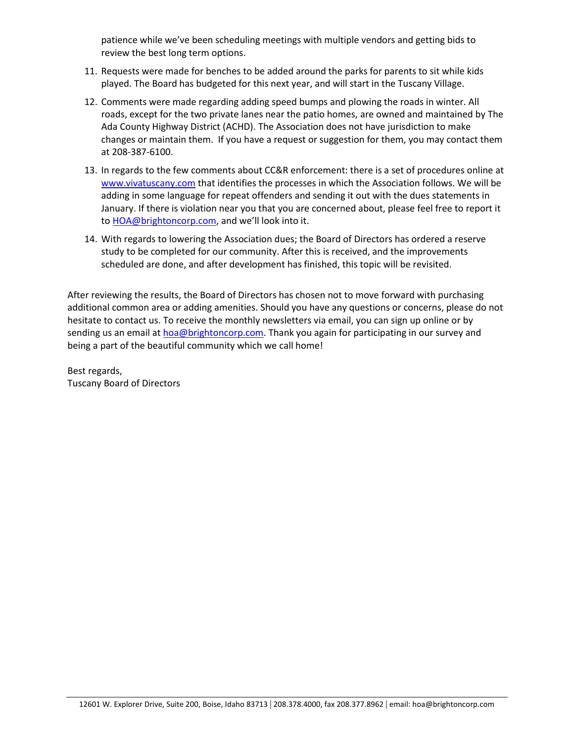patience while we've been scheduling meetings with multiple vendors and getting bids to review the best long term options.

11. Requests were made for benches to be added around the parks for parents to sit while kids played. The Board has budgeted for this next year, and will start in the Tuscany Village.
12. Comments were made regarding adding speed bumps and plowing the roads in winter. All roads, except for the two private lanes near the patio homes, are owned and maintained by The Ada County Highway District (ACHD). The Association does not have jurisdiction to make changes or maintain them. If you have a request or suggestion for them, you may contact them at 208-387-6100.
13. In regards to the few comments about CC&R enforcement: there is a set of procedures online at www.vivatuscany.com that identifies the processes in which the Association follows. We will be adding in some language for repeat offenders and sending it out with the dues statements in January. If there is violation near you that you are concerned about, please feel free to report it to HOA@brightoncorp.com, and we'll look into it.
14. With regards to lowering the Association dues; the Board of Directors has ordered a reserve study to be completed for our community. After this is received, and the improvements scheduled are done, and after development has finished, this topic will be revisited.

After reviewing the results, the Board of Directors has chosen not to move forward with purchasing additional common area or adding amenities. Should you have any questions or concerns, please do not hesitate to contact us. To receive the monthly newsletters via email, you can sign up online or by sending us an email at hoa@brightoncorp.com. Thank you again for participating in our survey and being a part of the beautiful community which we call home!

Best regards,
Tuscany Board of Directors

12601 W. Explorer Drive, Suite 200, Boise, Idaho 83713 | 208.378.4000, fax 208.377.8962 | email: hoa@brightoncorp.com